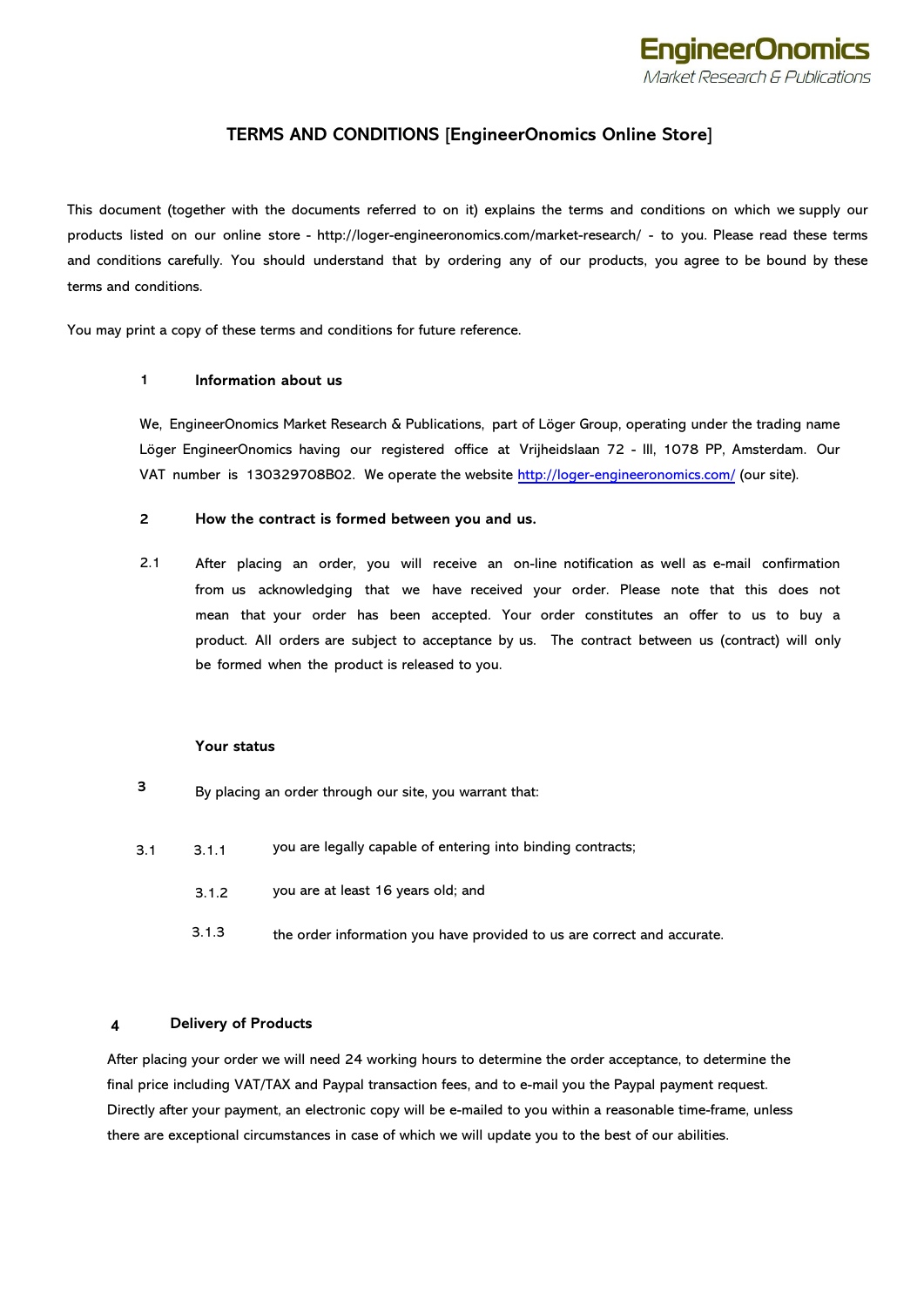# TERMS AND CONDITIONS [EngineerOnomics Online Store]

This document (together with the documents referred to on it) explains the terms and conditions on which we supply our products listed on our online store - http://loger-engineeronomics.com/market-research/ - to you. Please read these terms and conditions carefully. You should understand that by ordering any of our products, you agree to be bound by these terms and conditions.

You may print a copy of these terms and conditions for future reference.

## 1 Information about us

We, EngineerOnomics Market Research & Publications, part of Löger Group, operating under the trading name Löger EngineerOnomics having our registered office at Vrijheidslaan 72 - III, 1078 PP, Amsterdam. Our VAT number is 130329708B02. We operate the website http://loger-engineeronomics.com/ (our site).

## 2 How the contract is formed between you and us.

2.1 After placing an order, you will receive an on-line notification as well as e-mail confirmation from us acknowledging that we have received your order. Please note that this does not mean that your order has been accepted. Your order constitutes an offer to us to buy a product. All orders are subject to acceptance by us. The contract between us (contract) will only be formed when the product is released to you.

## Your status

3 By placing an order through our site, you warrant that:

3.1 3.1.1 you are legally capable of entering into binding contracts;

3.1.2 you are at least 16 years old; and

3.1.3 the order information you have provided to us are correct and accurate.

## 4 Delivery of Products

After placing your order we will need 24 working hours to determine the order acceptance, to determine the final price including VAT/TAX and Paypal transaction fees, and to e-mail you the Paypal payment request. Directly after your payment, an electronic copy will be e-mailed to you within a reasonable time-frame, unless there are exceptional circumstances in case of which we will update you to the best of our abilities.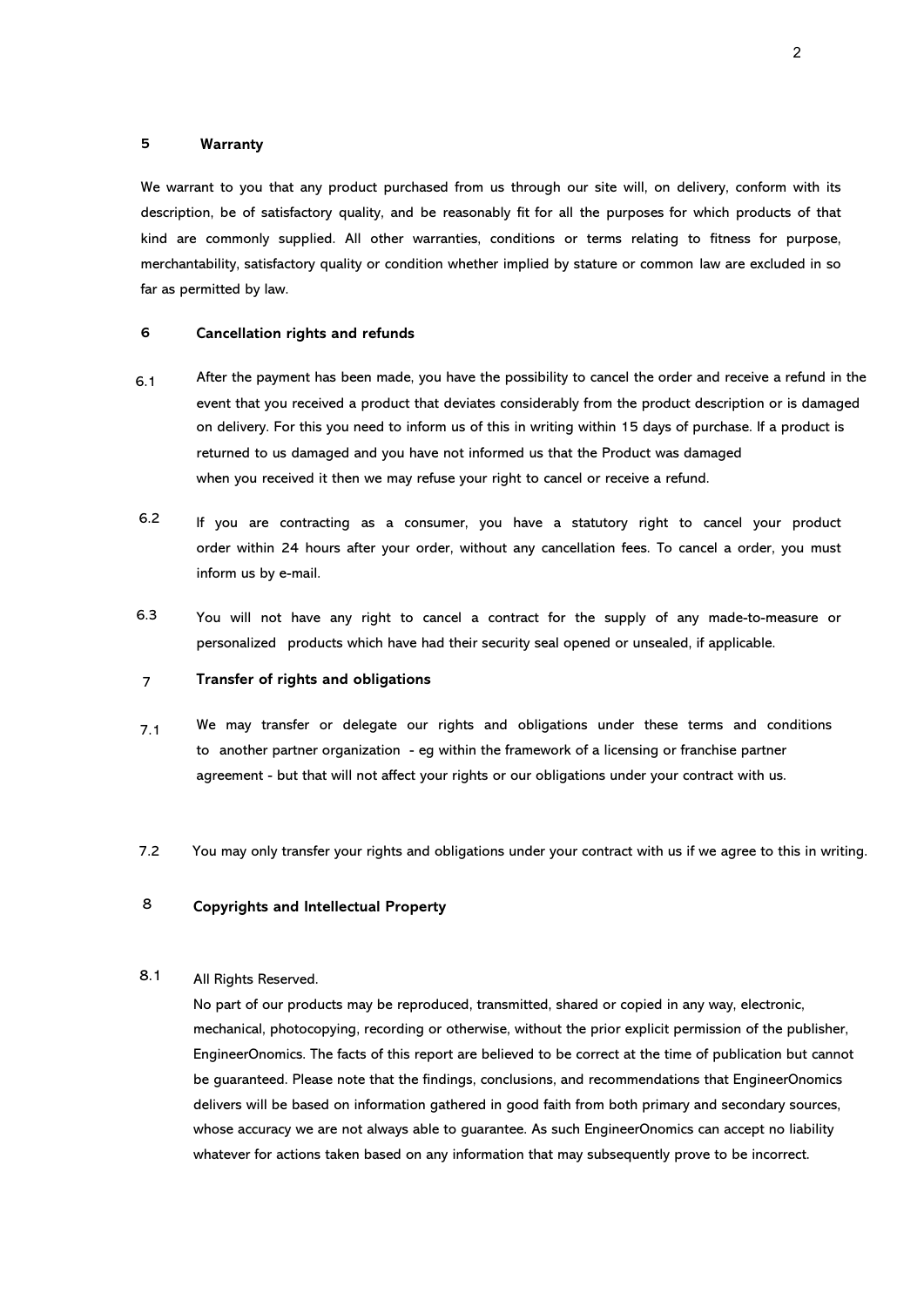## 5 Warranty

We warrant to you that any product purchased from us through our site will, on delivery, conform with its description, be of satisfactory quality, and be reasonably fit for all the purposes for which products of that kind are commonly supplied. All other warranties, conditions or terms relating to fitness for purpose, merchantability, satisfactory quality or condition whether implied by stature or common law are excluded in so far as permitted by law.

## 6 Cancellation rights and refunds

6.1 After the payment has been made, you have the possibility to cancel the order and receive a refund in the event that you received a product that deviates considerably from the product description or is damaged on delivery. For this you need to inform us of this in writing within 15 days of purchase. If a product is returned to us damaged and you have not informed us that the Product was damaged when you received it then we may refuse your right to cancel or receive a refund.

6.2 If you are contracting as a consumer, you have a statutory right to cancel your product order within 24 hours after your order, without any cancellation fees. To cancel a order, you must inform us by e-mail.

6.3 You will not have any right to cancel a contract for the supply of any made-to-measure or personalized products which have had their security seal opened or unsealed, if applicable.

## 7 Transfer of rights and obligations

7.1 We may transfer or delegate our rights and obligations under these terms and conditions to another partner organization - eg within the framework of a licensing or franchise partner agreement - but that will not affect your rights or our obligations under your contract with us.

7.2 You may only transfer your rights and obligations under your contract with us if we agree to this in writing.

## 8 Copyrights and Intellectual Property

8.1 All Rights Reserved.
No part of our products may be reproduced, transmitted, shared or copied in any way, electronic, mechanical, photocopying, recording or otherwise, without the prior explicit permission of the publisher, EngineerOnomics. The facts of this report are believed to be correct at the time of publication but cannot be guaranteed. Please note that the findings, conclusions, and recommendations that EngineerOnomics delivers will be based on information gathered in good faith from both primary and secondary sources, whose accuracy we are not always able to guarantee. As such EngineerOnomics can accept no liability whatever for actions taken based on any information that may subsequently prove to be incorrect.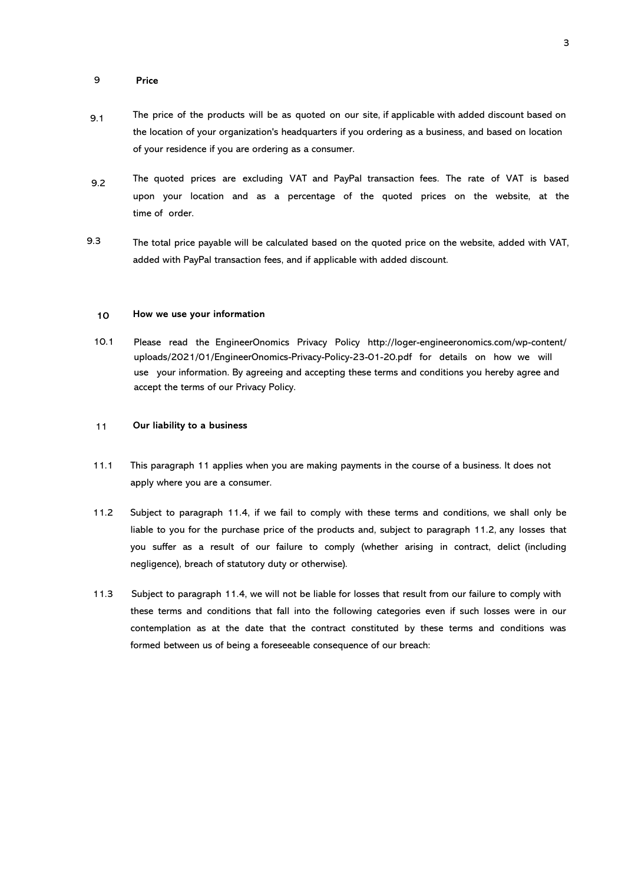## 9 Price

9.1 The price of the products will be as quoted on our site, if applicable with added discount based on the location of your organization's headquarters if you ordering as a business, and based on location of your residence if you are ordering as a consumer.

9.2 The quoted prices are excluding VAT and PayPal transaction fees. The rate of VAT is based upon your location and as a percentage of the quoted prices on the website, at the time of order.

9.3 The total price payable will be calculated based on the quoted price on the website, added with VAT, added with PayPal transaction fees, and if applicable with added discount.

## 10 How we use your information

10.1 Please read the EngineerOnomics Privacy Policy http://loger-engineeronomics.com/wp-content/uploads/2021/01/EngineerOnomics-Privacy-Policy-23-01-20.pdf for details on how we will use your information. By agreeing and accepting these terms and conditions you hereby agree and accept the terms of our Privacy Policy.

## 11 Our liability to a business

11.1 This paragraph 11 applies when you are making payments in the course of a business. It does not apply where you are a consumer.

11.2 Subject to paragraph 11.4, if we fail to comply with these terms and conditions, we shall only be liable to you for the purchase price of the products and, subject to paragraph 11.2, any losses that you suffer as a result of our failure to comply (whether arising in contract, delict (including negligence), breach of statutory duty or otherwise).

11.3 Subject to paragraph 11.4, we will not be liable for losses that result from our failure to comply with these terms and conditions that fall into the following categories even if such losses were in our contemplation as at the date that the contract constituted by these terms and conditions was formed between us of being a foreseeable consequence of our breach: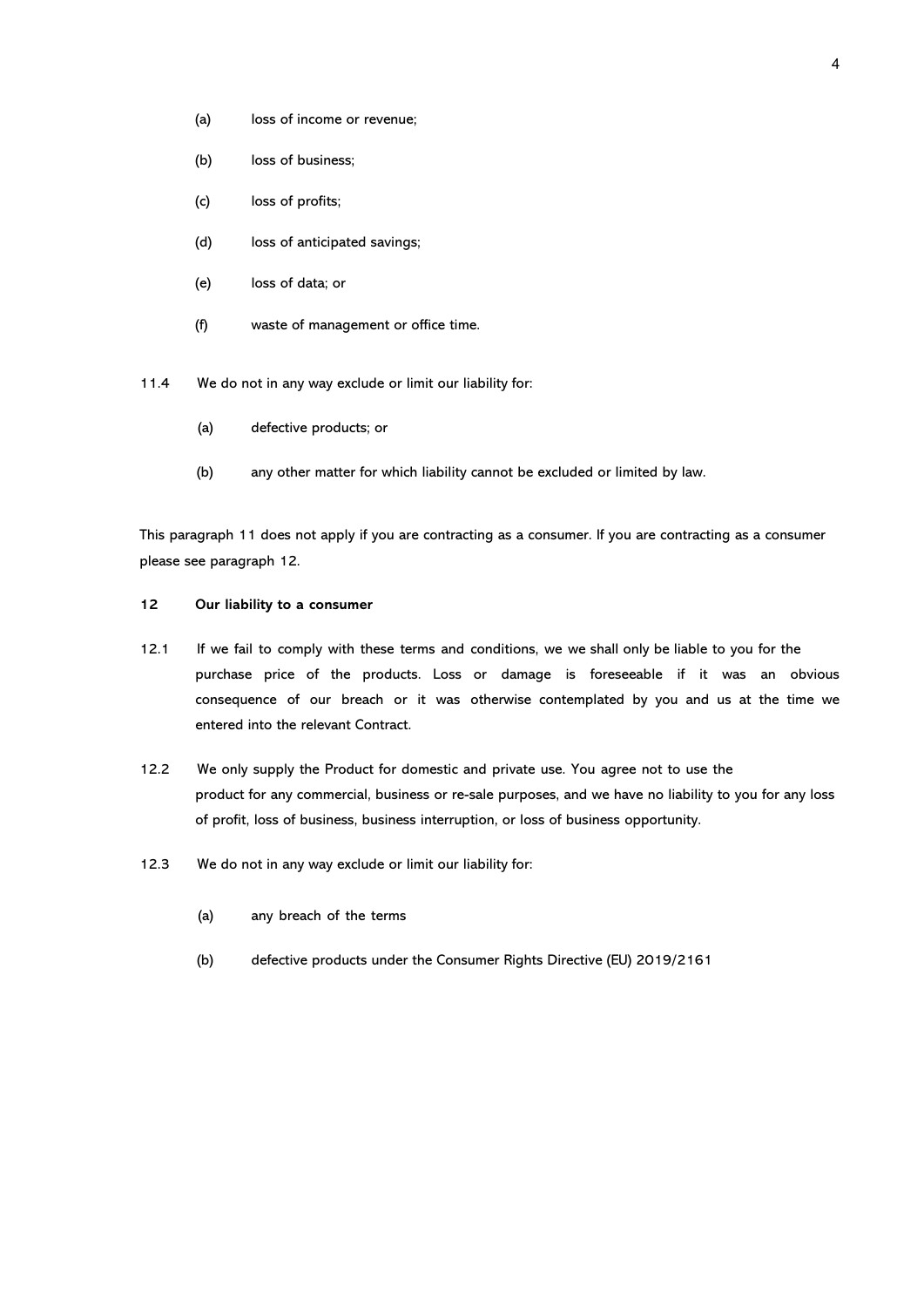(a) loss of income or revenue;

(b) loss of business;

(c) loss of profits;

(d) loss of anticipated savings;

(e) loss of data; or

(f) waste of management or office time.

11.4 We do not in any way exclude or limit our liability for:

(a) defective products; or

(b) any other matter for which liability cannot be excluded or limited by law.

This paragraph 11 does not apply if you are contracting as a consumer. If you are contracting as a consumer please see paragraph 12.

**12 Our liability to a consumer**

12.1 If we fail to comply with these terms and conditions, we we shall only be liable to you for the purchase price of the products. Loss or damage is foreseeable if it was an obvious consequence of our breach or it was otherwise contemplated by you and us at the time we entered into the relevant Contract.

12.2 We only supply the Product for domestic and private use. You agree not to use the product for any commercial, business or re-sale purposes, and we have no liability to you for any loss of profit, loss of business, business interruption, or loss of business opportunity.

12.3 We do not in any way exclude or limit our liability for:

(a) any breach of the terms

(b) defective products under the Consumer Rights Directive (EU) 2019/2161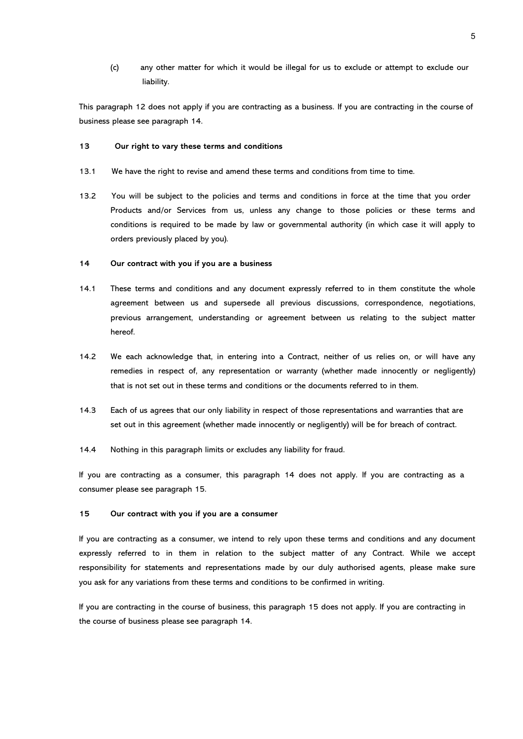(c) any other matter for which it would be illegal for us to exclude or attempt to exclude our liability.

This paragraph 12 does not apply if you are contracting as a business. If you are contracting in the course of business please see paragraph 14.

**13 Our right to vary these terms and conditions**

13.1 We have the right to revise and amend these terms and conditions from time to time.

13.2 You will be subject to the policies and terms and conditions in force at the time that you order Products and/or Services from us, unless any change to those policies or these terms and conditions is required to be made by law or governmental authority (in which case it will apply to orders previously placed by you).

**14 Our contract with you if you are a business**

14.1 These terms and conditions and any document expressly referred to in them constitute the whole agreement between us and supersede all previous discussions, correspondence, negotiations, previous arrangement, understanding or agreement between us relating to the subject matter hereof.

14.2 We each acknowledge that, in entering into a Contract, neither of us relies on, or will have any remedies in respect of, any representation or warranty (whether made innocently or negligently) that is not set out in these terms and conditions or the documents referred to in them.

14.3 Each of us agrees that our only liability in respect of those representations and warranties that are set out in this agreement (whether made innocently or negligently) will be for breach of contract.

14.4 Nothing in this paragraph limits or excludes any liability for fraud.

If you are contracting as a consumer, this paragraph 14 does not apply. If you are contracting as a consumer please see paragraph 15.

**15 Our contract with you if you are a consumer**

If you are contracting as a consumer, we intend to rely upon these terms and conditions and any document expressly referred to in them in relation to the subject matter of any Contract. While we accept responsibility for statements and representations made by our duly authorised agents, please make sure you ask for any variations from these terms and conditions to be confirmed in writing.

If you are contracting in the course of business, this paragraph 15 does not apply. If you are contracting in the course of business please see paragraph 14.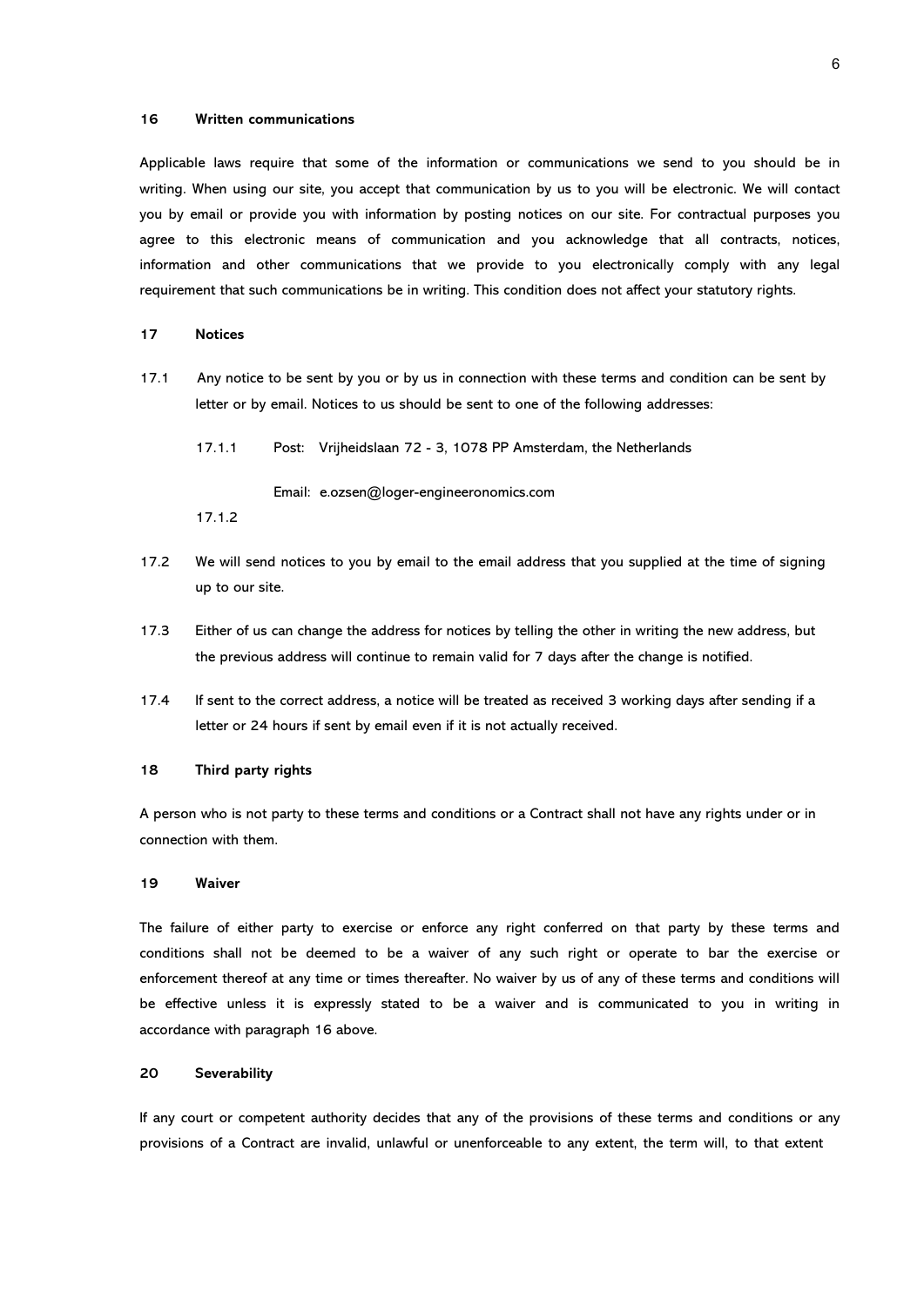## 16 Written communications

Applicable laws require that some of the information or communications we send to you should be in writing. When using our site, you accept that communication by us to you will be electronic. We will contact you by email or provide you with information by posting notices on our site. For contractual purposes you agree to this electronic means of communication and you acknowledge that all contracts, notices, information and other communications that we provide to you electronically comply with any legal requirement that such communications be in writing. This condition does not affect your statutory rights.

## 17 Notices

17.1 Any notice to be sent by you or by us in connection with these terms and condition can be sent by letter or by email. Notices to us should be sent to one of the following addresses:

17.1.1 Post: Vrijheidslaan 72 - 3, 1078 PP Amsterdam, the Netherlands

17.1.2 Email: e.ozsen@loger-engineeronomics.com

17.2 We will send notices to you by email to the email address that you supplied at the time of signing up to our site.

17.3 Either of us can change the address for notices by telling the other in writing the new address, but the previous address will continue to remain valid for 7 days after the change is notified.

17.4 If sent to the correct address, a notice will be treated as received 3 working days after sending if a letter or 24 hours if sent by email even if it is not actually received.

## 18 Third party rights

A person who is not party to these terms and conditions or a Contract shall not have any rights under or in connection with them.

## 19 Waiver

The failure of either party to exercise or enforce any right conferred on that party by these terms and conditions shall not be deemed to be a waiver of any such right or operate to bar the exercise or enforcement thereof at any time or times thereafter. No waiver by us of any of these terms and conditions will be effective unless it is expressly stated to be a waiver and is communicated to you in writing in accordance with paragraph 16 above.

## 20 Severability

If any court or competent authority decides that any of the provisions of these terms and conditions or any provisions of a Contract are invalid, unlawful or unenforceable to any extent, the term will, to that extent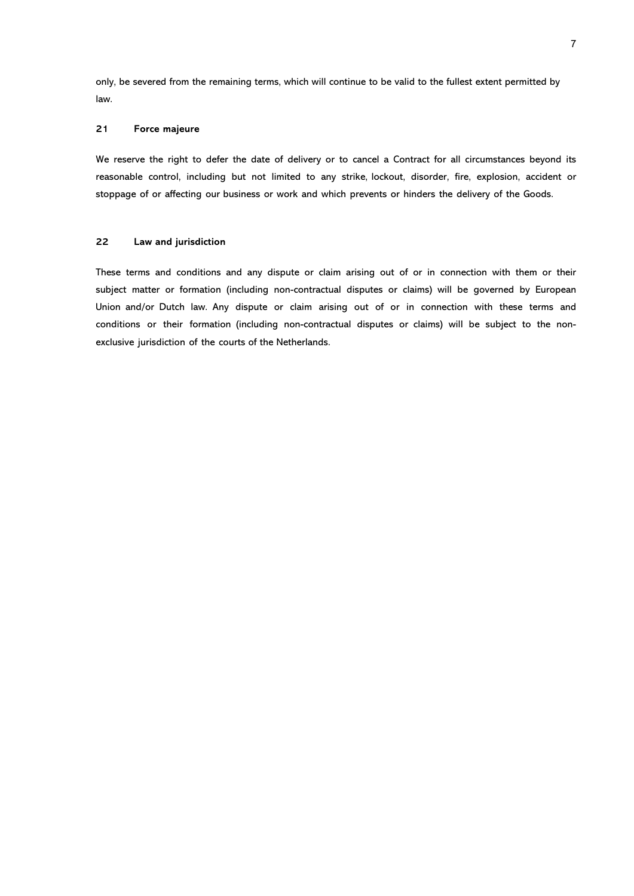only, be severed from the remaining terms, which will continue to be valid to the fullest extent permitted by law.

### 21 Force majeure

We reserve the right to defer the date of delivery or to cancel a Contract for all circumstances beyond its reasonable control, including but not limited to any strike, lockout, disorder, fire, explosion, accident or stoppage of or affecting our business or work and which prevents or hinders the delivery of the Goods.

### 22 Law and jurisdiction

These terms and conditions and any dispute or claim arising out of or in connection with them or their subject matter or formation (including non-contractual disputes or claims) will be governed by European Union and/or Dutch law. Any dispute or claim arising out of or in connection with these terms and conditions or their formation (including non-contractual disputes or claims) will be subject to the non-exclusive jurisdiction of the courts of the Netherlands.